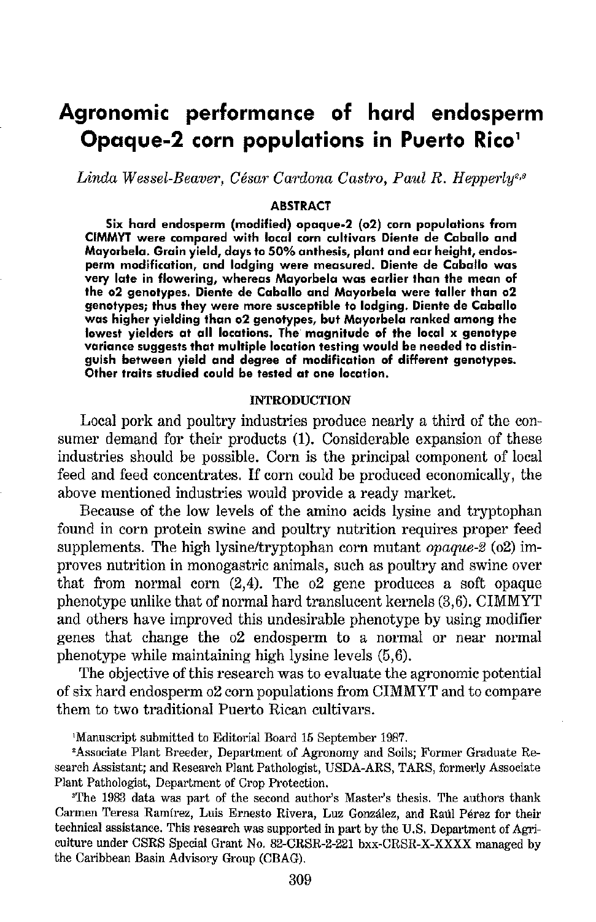# Agronomic performance of hard endosperm Opaque-2 corn populations in Puerto Rico[1]

*Linda Wessel-Beaver, César Cardona Castro, Paul R. Hepperly*[2,3]

## ABSTRACT

**Six hard endosperm (modified) opaque-2 (o2) corn populations from CIMMYT were compared with local corn cultivars Diente de Caballo and Mayorbela. Grain yield, days to 50% anthesis, plant and ear height, endosperm modification, and lodging were measured. Diente de Caballo was very late in flowering, whereas Mayorbela was earlier than the mean of the o2 genotypes. Diente de Caballo and Mayorbela were taller than o2 genotypes; thus they were more susceptible to lodging. Diente de Caballo was higher yielding than o2 genotypes, but Mayorbela ranked among the lowest yielders at all locations. The magnitude of the local x genotype variance suggests that multiple location testing would be needed to distinguish between yield and degree of modification of different genotypes. Other traits studied could be tested at one location.**

## INTRODUCTION

Local pork and poultry industries produce nearly a third of the consumer demand for their products (1). Considerable expansion of these industries should be possible. Corn is the principal component of local feed and feed concentrates. If corn could be produced economically, the above mentioned industries would provide a ready market.

Because of the low levels of the amino acids lysine and tryptophan found in corn protein swine and poultry nutrition requires proper feed supplements. The high lysine/tryptophan corn mutant *opaque-2* (o2) improves nutrition in monogastric animals, such as poultry and swine over that from normal corn (2,4). The o2 gene produces a soft opaque phenotype unlike that of normal hard translucent kernels (3,6). CIMMYT and others have improved this undesirable phenotype by using modifier genes that change the o2 endosperm to a normal or near normal phenotype while maintaining high lysine levels (5,6).

The objective of this research was to evaluate the agronomic potential of six hard endosperm o2 corn populations from CIMMYT and to compare them to two traditional Puerto Rican cultivars.

[1]Manuscript submitted to Editorial Board 15 September 1987.

[2]Associate Plant Breeder, Department of Agronomy and Soils; Former Graduate Research Assistant; and Research Plant Pathologist, USDA-ARS, TARS, formerly Associate Plant Pathologist, Department of Crop Protection.

[3]The 1983 data was part of the second author's Master's thesis. The authors thank Carmen Teresa Ramírez, Luis Ernesto Rivera, Luz González, and Raúl Pérez for their technical assistance. This research was supported in part by the U.S. Department of Agriculture under CSRS Special Grant No. 82-CRSR-2-221 bxx-CRSR-X-XXXX managed by the Caribbean Basin Advisory Group (CBAG).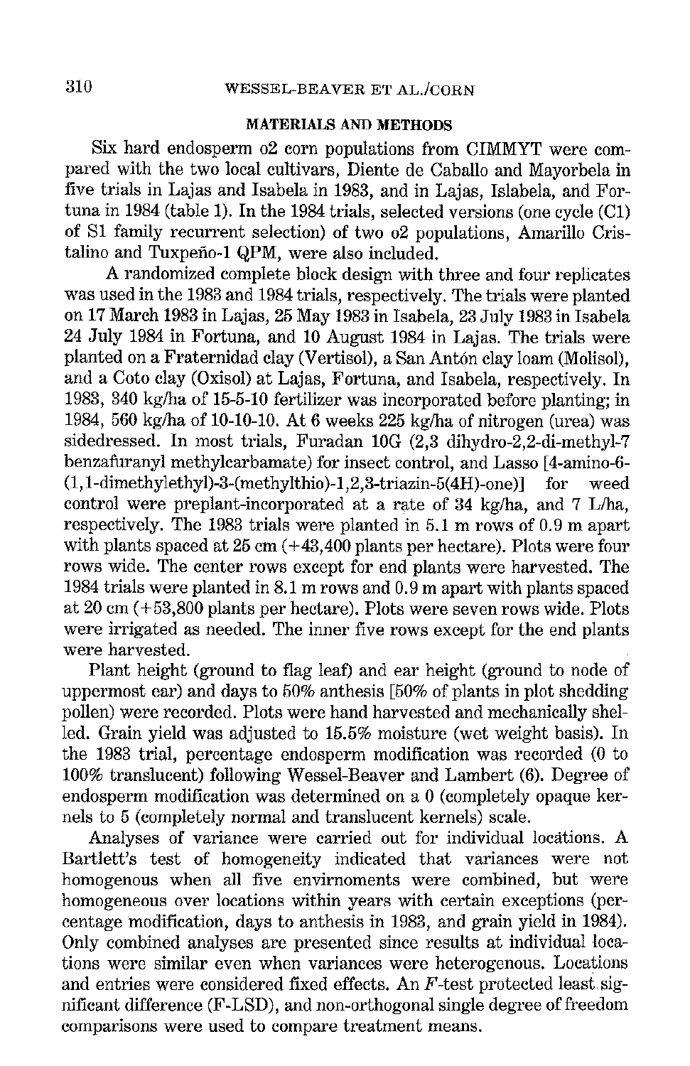## MATERIALS AND METHODS

Six hard endosperm o2 corn populations from CIMMYT were compared with the two local cultivars, Diente de Caballo and Mayorbela in five trials in Lajas and Isabela in 1983, and in Lajas, Islabela, and Fortuna in 1984 (table 1). In the 1984 trials, selected versions (one cycle (C1) of S1 family recurrent selection) of two o2 populations, Amarillo Cristalino and Tuxpeño-1 QPM, were also included.

A randomized complete block design with three and four replicates was used in the 1983 and 1984 trials, respectively. The trials were planted on 17 March 1983 in Lajas, 25 May 1983 in Isabela, 23 July 1983 in Isabela 24 July 1984 in Fortuna, and 10 August 1984 in Lajas. The trials were planted on a Fraternidad clay (Vertisol), a San Antón clay loam (Molisol), and a Coto clay (Oxisol) at Lajas, Fortuna, and Isabela, respectively. In 1983, 340 kg/ha of 15-5-10 fertilizer was incorporated before planting; in 1984, 560 kg/ha of 10-10-10. At 6 weeks 225 kg/ha of nitrogen (urea) was sidedressed. In most trials, Furadan 10G (2,3 dihydro-2,2-di-methyl-7 benzafuranyl methylcarbamate) for insect control, and Lasso [4-amino-6-(1,1-dimethylethyl)-3-(methylthio)-1,2,3-triazin-5(4H)-one)] for weed control were preplant-incorporated at a rate of 34 kg/ha, and 7 L/ha, respectively. The 1983 trials were planted in 5.1 m rows of 0.9 m apart with plants spaced at 25 cm (+43,400 plants per hectare). Plots were four rows wide. The center rows except for end plants were harvested. The 1984 trials were planted in 8.1 m rows and 0.9 m apart with plants spaced at 20 cm (+53,800 plants per hectare). Plots were seven rows wide. Plots were irrigated as needed. The inner five rows except for the end plants were harvested.

Plant height (ground to flag leaf) and ear height (ground to node of uppermost ear) and days to 50% anthesis [50% of plants in plot shedding pollen) were recorded. Plots were hand harvested and mechanically shelled. Grain yield was adjusted to 15.5% moisture (wet weight basis). In the 1983 trial, percentage endosperm modification was recorded (0 to 100% translucent) following Wessel-Beaver and Lambert (6). Degree of endosperm modification was determined on a 0 (completely opaque kernels to 5 (completely normal and translucent kernels) scale.

Analyses of variance were carried out for individual locations. A Bartlett's test of homogeneity indicated that variances were not homogenous when all five envirnoments were combined, but were homogeneous over locations within years with certain exceptions (percentage modification, days to anthesis in 1983, and grain yield in 1984). Only combined analyses are presented since results at individual locations were similar even when variances were heterogenous. Locations and entries were considered fixed effects. An $F$-test protected least significant difference (F-LSD), and non-orthogonal single degree of freedom comparisons were used to compare treatment means.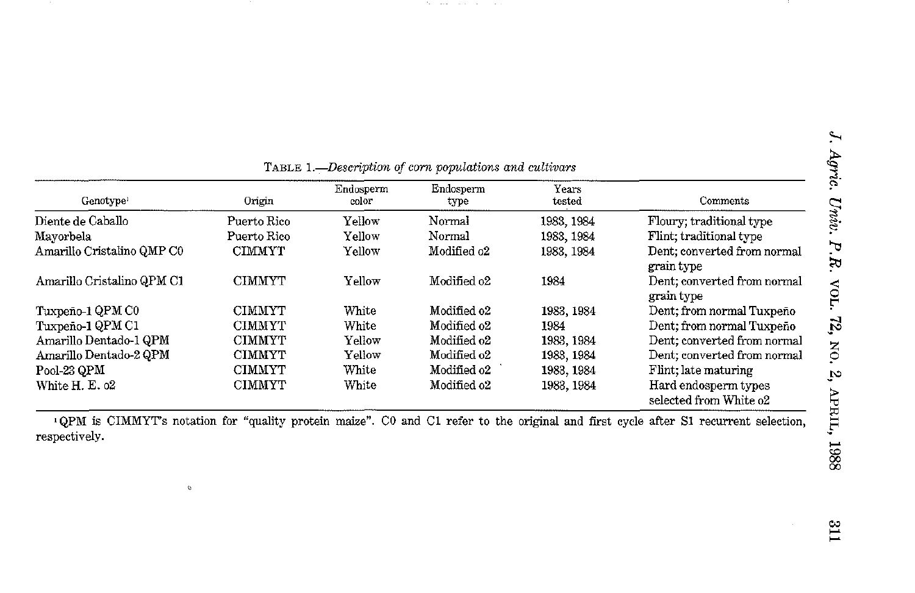TABLE 1.—*Description of corn populations and cultivars*

| Genotype[1] | Origin | Endosperm color | Endosperm type | Years tested | Comments |
|---|---|---|---|---|---|
| Diente de Caballo | Puerto Rico | Yellow | Normal | 1983, 1984 | Floury; traditional type |
| Mayorbela | Puerto Rico | Yellow | Normal | 1983, 1984 | Flint; traditional type |
| Amarillo Cristalino QMP C0 | CIMMYT | Yellow | Modified o2 | 1983, 1984 | Dent; converted from normal grain type |
| Amarillo Cristalino QPM C1 | CIMMYT | Yellow | Modified o2 | 1984 | Dent; converted from normal grain type |
| Tuxpeño-1 QPM C0 | CIMMYT | White | Modified o2 | 1983, 1984 | Dent; from normal Tuxpeño |
| Tuxpeño-1 QPM C1 | CIMMYT | White | Modified o2 | 1984 | Dent; from normal Tuxpeño |
| Amarillo Dentado-1 QPM | CIMMYT | Yellow | Modified o2 | 1983, 1984 | Dent; converted from normal |
| Amarillo Dentado-2 QPM | CIMMYT | Yellow | Modified o2 | 1983, 1984 | Dent; converted from normal |
| Pool-23 QPM | CIMMYT | White | Modified o2 | 1983, 1984 | Flint; late maturing |
| White H. E. o2 | CIMMYT | White | Modified o2 | 1983, 1984 | Hard endosperm types selected from White o2 |

[1] QPM is CIMMYT's notation for "quality protein maize". C0 and C1 refer to the original and first cycle after S1 recurrent selection, respectively.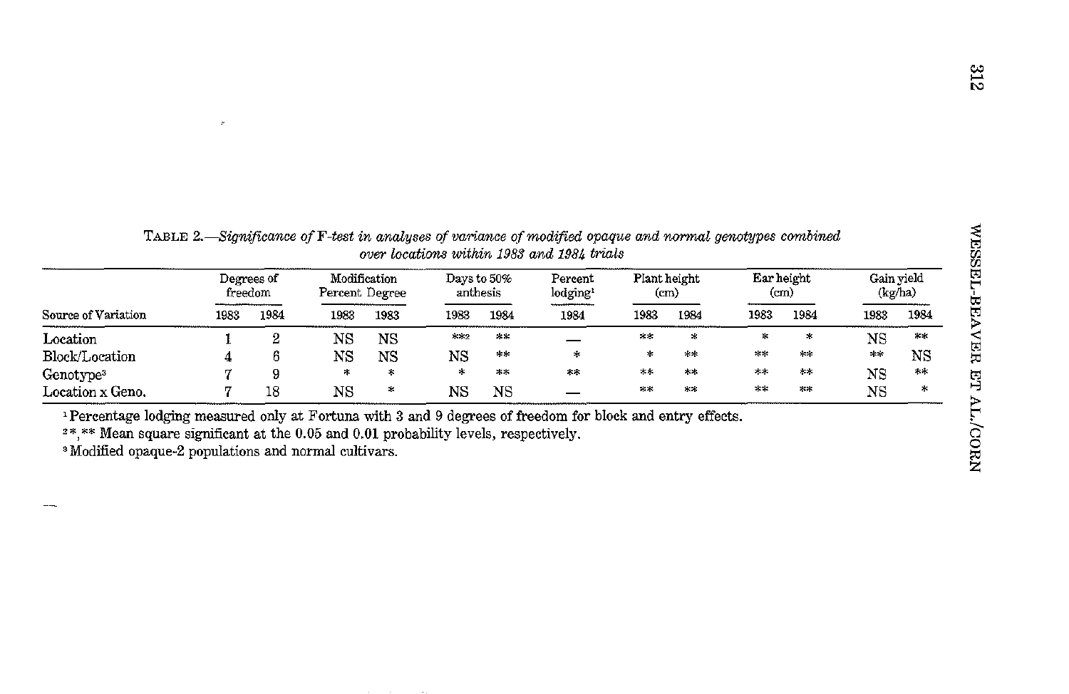TABLE 2.—*Significance of F-test in analyses of variance of modified opaque and normal genotypes combined over locations within 1983 and 1984 trials*

| | Degrees of freedom | | Modification Percent | Modification Degree | Days to 50% anthesis | | Percent lodging[1] | Plant height (cm) | | Ear height (cm) | | Gain yield (kg/ha) | |
|---|---|---|---|---|---|---|---|---|---|---|---|---|---|
| Source of Variation | 1983 | 1984 | 1983 | 1983 | 1983 | 1984 | 1984 | 1983 | 1984 | 1983 | 1984 | 1983 | 1984 |
| Location | 1 | 2 | NS | NS | **[2] | ** | — | ** | * | * | * | NS | ** |
| Block/Location | 4 | 6 | NS | NS | NS | ** | * | * | ** | ** | ** | ** | NS |
| Genotype[3] | 7 | 9 | * | * | * | ** | ** | ** | ** | ** | ** | NS | ** |
| Location x Geno. | 7 | 18 | NS | * | NS | NS | — | ** | ** | ** | ** | NS | * |

[1] Percentage lodging measured only at Fortuna with 3 and 9 degrees of freedom for block and entry effects.

[2] *,** Mean square significant at the 0.05 and 0.01 probability levels, respectively.

[3] Modified opaque-2 populations and normal cultivars.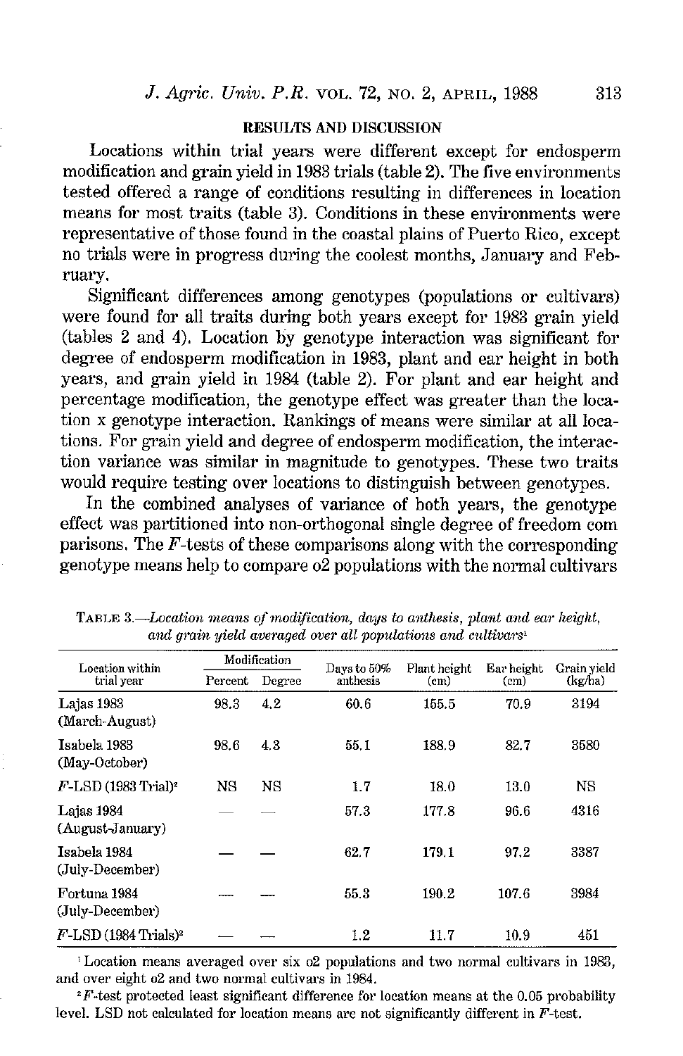## RESULTS AND DISCUSSION

Locations within trial years were different except for endosperm modification and grain yield in 1983 trials (table 2). The five environments tested offered a range of conditions resulting in differences in location means for most traits (table 3). Conditions in these environments were representative of those found in the coastal plains of Puerto Rico, except no trials were in progress during the coolest months, January and February.

Significant differences among genotypes (populations or cultivars) were found for all traits during both years except for 1983 grain yield (tables 2 and 4). Location by genotype interaction was significant for degree of endosperm modification in 1983, plant and ear height in both years, and grain yield in 1984 (table 2). For plant and ear height and percentage modification, the genotype effect was greater than the location x genotype interaction. Rankings of means were similar at all locations. For grain yield and degree of endosperm modification, the interaction variance was similar in magnitude to genotypes. These two traits would require testing over locations to distinguish between genotypes.

In the combined analyses of variance of both years, the genotype effect was partitioned into non-orthogonal single degree of freedom com parisons. The $F$-tests of these comparisons along with the corresponding genotype means help to compare o2 populations with the normal cultivars

TABLE 3.—*Location means of modification, days to anthesis, plant and ear height, and grain yield averaged over all populations and cultivars*[1]

| Location within trial year | Modification | | Days to 50% anthesis | Plant height (cm) | Ear height (cm) | Grain yield (kg/ha) |
|---|---|---|---|---|---|---|
| | Percent | Degree | | | | |
| Lajas 1983 (March-August) | 98.3 | 4.2 | 60.6 | 155.5 | 70.9 | 3194 |
| Isabela 1983 (May-October) | 98.6 | 4.3 | 55.1 | 188.9 | 82.7 | 3580 |
| $F$-LSD (1983 Trial)[2] | NS | NS | 1.7 | 18.0 | 13.0 | NS |
| Lajas 1984 (August-January) | — | — | 57.3 | 177.8 | 96.6 | 4316 |
| Isabela 1984 (July-December) | — | — | 62.7 | 179.1 | 97.2 | 3387 |
| Fortuna 1984 (July-December) | — | — | 55.3 | 190.2 | 107.6 | 3984 |
| $F$-LSD (1984 Trials)[2] | — | — | 1.2 | 11.7 | 10.9 | 451 |

[1] Location means averaged over six o2 populations and two normal cultivars in 1983, and over eight o2 and two normal cultivars in 1984.

[2] $F$-test protected least significant difference for location means at the 0.05 probability level. LSD not calculated for location means are not significantly different in $F$-test.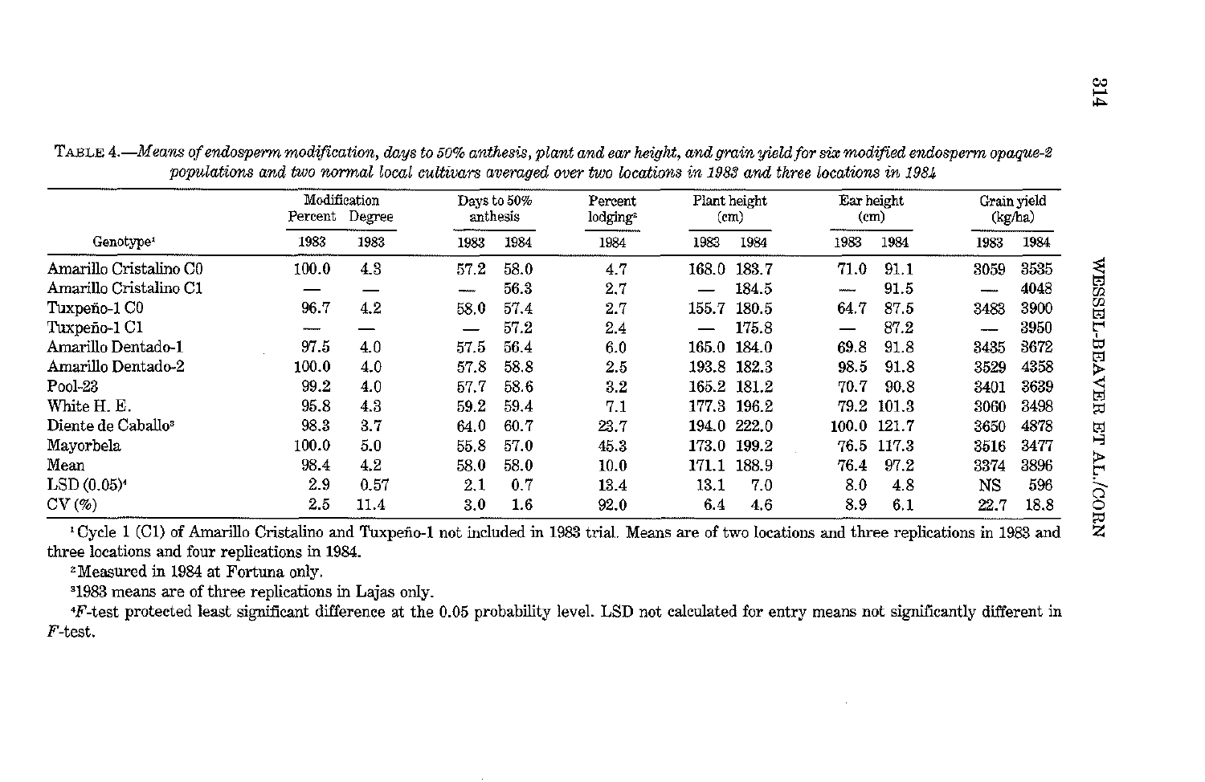TABLE 4.—*Means of endosperm modification, days to 50% anthesis, plant and ear height, and grain yield for six modified endosperm opaque-2 populations and two normal local cultivars averaged over two locations in 1983 and three locations in 1984*

| Genotype[1] | Modification Percent | Modification Degree | Days to 50% anthesis | | Percent lodging[2] | Plant height (cm) | | Ear height (cm) | | Grain yield (kg/ha) | |
|---|---|---|---|---|---|---|---|---|---|---|---|
| | 1983 | 1983 | 1983 | 1984 | 1984 | 1983 | 1984 | 1983 | 1984 | 1983 | 1984 |
| Amarillo Cristalino C0 | 100.0 | 4.3 | 57.2 | 58.0 | 4.7 | 168.0 | 183.7 | 71.0 | 91.1 | 3059 | 3535 |
| Amarillo Cristalino C1 | — | — | — | 56.3 | 2.7 | — | 184.5 | — | 91.5 | — | 4048 |
| Tuxpeño-1 C0 | 96.7 | 4.2 | 58.0 | 57.4 | 2.7 | 155.7 | 180.5 | 64.7 | 87.5 | 3483 | 3900 |
| Tuxpeño-1 C1 | — | — | — | 57.2 | 2.4 | — | 175.8 | — | 87.2 | — | 3950 |
| Amarillo Dentado-1 | 97.5 | 4.0 | 57.5 | 56.4 | 6.0 | 165.0 | 184.0 | 69.8 | 91.8 | 3435 | 3672 |
| Amarillo Dentado-2 | 100.0 | 4.0 | 57.8 | 58.8 | 2.5 | 193.8 | 182.3 | 98.5 | 91.8 | 3529 | 4358 |
| Pool-23 | 99.2 | 4.0 | 57.7 | 58.6 | 3.2 | 165.2 | 181.2 | 70.7 | 90.8 | 3401 | 3639 |
| White H. E. | 95.8 | 4.3 | 59.2 | 59.4 | 7.1 | 177.3 | 196.2 | 79.2 | 101.3 | 3060 | 3498 |
| Diente de Caballo[3] | 98.3 | 3.7 | 64.0 | 60.7 | 23.7 | 194.0 | 222.0 | 100.0 | 121.7 | 3650 | 4878 |
| Mayorbela | 100.0 | 5.0 | 55.8 | 57.0 | 45.3 | 173.0 | 199.2 | 76.5 | 117.3 | 3516 | 3477 |
| Mean | 98.4 | 4.2 | 58.0 | 58.0 | 10.0 | 171.1 | 188.9 | 76.4 | 97.2 | 3374 | 3896 |
| LSD (0.05)[4] | 2.9 | 0.57 | 2.1 | 0.7 | 13.4 | 13.1 | 7.0 | 8.0 | 4.8 | NS | 596 |
| CV (%) | 2.5 | 11.4 | 3.0 | 1.6 | 92.0 | 6.4 | 4.6 | 8.9 | 6.1 | 22.7 | 18.8 |

[1] Cycle 1 (C1) of Amarillo Cristalino and Tuxpeño-1 not included in 1983 trial. Means are of two locations and three replications in 1983 and three locations and four replications in 1984.

[2] Measured in 1984 at Fortuna only.

[3] 1983 means are of three replications in Lajas only.

[4] $F$-test protected least significant difference at the 0.05 probability level. LSD not calculated for entry means not significantly different in $F$-test.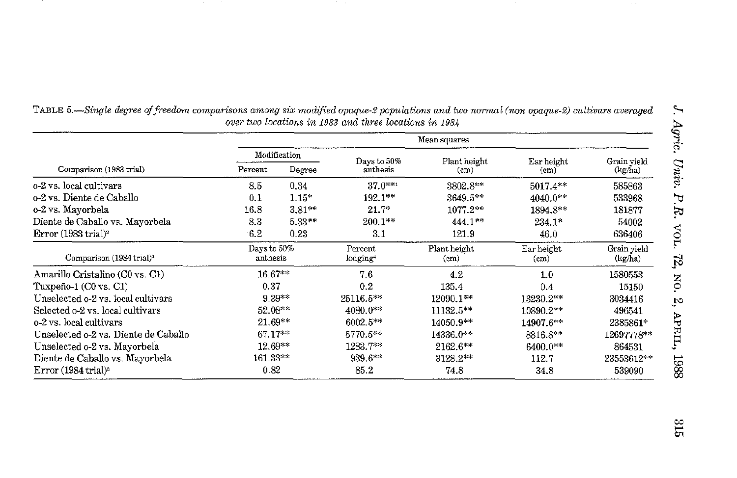TABLE 5.—*Single degree of freedom comparisons among six modified opaque-2 populations and two normal (non opaque-2) cultivars averaged over two locations in 1983 and three locations in 1984*

| | Mean squares | | | | | |
|---|---|---|---|---|---|---|
| | Modification | | | | | |
| Comparison (1983 trial) | Percent | Degree | Days to 50% anthesis | Plant height (cm) | Ear height (cm) | Grain yield (kg/ha) |
| o-2 vs. local cultivars | 8.5 | 0.34 | 37.0**[1] | 3802.8** | 5017.4** | 585863 |
| o-2 vs. Diente de Caballo | 0.1 | 1.15* | 192.1** | 3649.5** | 4040.0** | 533968 |
| o-2 vs. Mayorbela | 16.8 | 3.81** | 21.7* | 1077.2** | 1894.8** | 181877 |
| Diente de Caballo vs. Mayorbela | 8.3 | 5.33** | 200.1** | 444.1** | 234.1* | 54002 |
| Error (1983 trial)[2] | 6.2 | 0.23 | 3.1 | 121.9 | 46.0 | 636406 |
| **Comparison (1984 trial)[3]** | **Days to 50% anthesis** | | **Percent lodging[4]** | **Plant height (cm)** | **Ear height (cm)** | **Grain yield (kg/ha)** |
| Amarillo Cristalino (C0 vs. C1) | 16.67** | | 7.6 | 4.2 | 1.0 | 1580553 |
| Tuxpeño-1 (C0 vs. C1) | 0.37 | | 0.2 | 135.4 | 0.4 | 15150 |
| Unselected o-2 vs. local cultivars | 9.39** | | 25116.5** | 12090.1** | 13230.2** | 3034416 |
| Selected o-2 vs. local cultivars | 52.08** | | 4080.0** | 11132.5** | 10890.2** | 496541 |
| o-2 vs. local cultivars | 21.69** | | 6002.5** | 14050.9** | 14907.6** | 2385861* |
| Unselected o-2 vs. Diente de Caballo | 67.17** | | 5770.5** | 14336.0** | 8816.8** | 12697778** |
| Unselected o-2 vs. Mayorbela | 12.69** | | 1283.7** | 2162.6** | 6400.0** | 864531 |
| Diente de Caballo vs. Mayorbela | 161.33** | | 939.6** | 3128.2** | 112.7 | 23553612** |
| Error (1984 trial)[2] | 0.82 | | 85.2 | 74.8 | 34.8 | 539090 |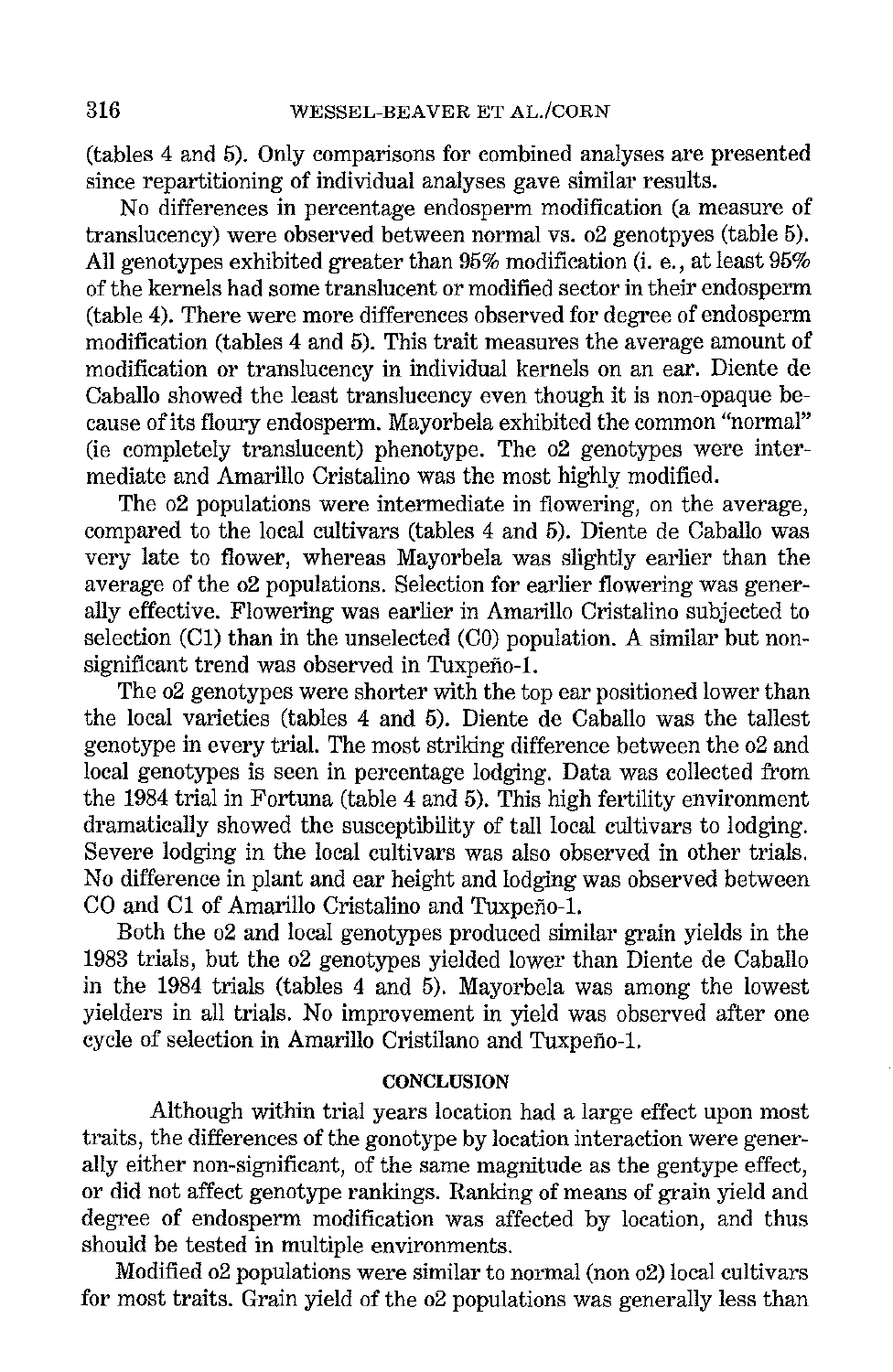(tables 4 and 5). Only comparisons for combined analyses are presented since repartitioning of individual analyses gave similar results.

No differences in percentage endosperm modification (a measure of translucency) were observed between normal vs. o2 genotpyes (table 5). All genotypes exhibited greater than 95% modification (i. e., at least 95% of the kernels had some translucent or modified sector in their endosperm (table 4). There were more differences observed for degree of endosperm modification (tables 4 and 5). This trait measures the average amount of modification or translucency in individual kernels on an ear. Diente de Caballo showed the least translucency even though it is non-opaque because of its floury endosperm. Mayorbela exhibited the common "normal" (ie completely translucent) phenotype. The o2 genotypes were intermediate and Amarillo Cristalino was the most highly modified.

The o2 populations were intermediate in flowering, on the average, compared to the local cultivars (tables 4 and 5). Diente de Caballo was very late to flower, whereas Mayorbela was slightly earlier than the average of the o2 populations. Selection for earlier flowering was generally effective. Flowering was earlier in Amarillo Cristalino subjected to selection (C1) than in the unselected (C0) population. A similar but non-significant trend was observed in Tuxpeño-1.

The o2 genotypes were shorter with the top ear positioned lower than the local varieties (tables 4 and 5). Diente de Caballo was the tallest genotype in every trial. The most striking difference between the o2 and local genotypes is seen in percentage lodging. Data was collected from the 1984 trial in Fortuna (table 4 and 5). This high fertility environment dramatically showed the susceptibility of tall local cultivars to lodging. Severe lodging in the local cultivars was also observed in other trials. No difference in plant and ear height and lodging was observed between CO and C1 of Amarillo Cristalino and Tuxpeño-1.

Both the o2 and local genotypes produced similar grain yields in the 1983 trials, but the o2 genotypes yielded lower than Diente de Caballo in the 1984 trials (tables 4 and 5). Mayorbela was among the lowest yielders in all trials. No improvement in yield was observed after one cycle of selection in Amarillo Cristilano and Tuxpeño-1.

## CONCLUSION

Although within trial years location had a large effect upon most traits, the differences of the gonotype by location interaction were generally either non-significant, of the same magnitude as the gentype effect, or did not affect genotype rankings. Ranking of means of grain yield and degree of endosperm modification was affected by location, and thus should be tested in multiple environments.

Modified o2 populations were similar to normal (non o2) local cultivars for most traits. Grain yield of the o2 populations was generally less than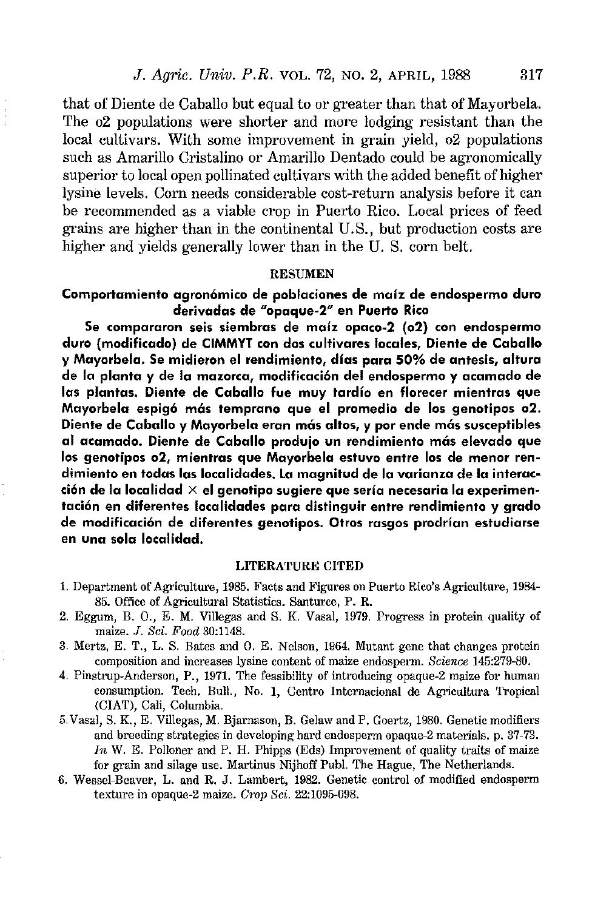that of Diente de Caballo but equal to or greater than that of Mayorbela. The o2 populations were shorter and more lodging resistant than the local cultivars. With some improvement in grain yield, o2 populations such as Amarillo Cristalino or Amarillo Dentado could be agronomically superior to local open pollinated cultivars with the added benefit of higher lysine levels. Corn needs considerable cost-return analysis before it can be recommended as a viable crop in Puerto Rico. Local prices of feed grains are higher than in the continental U.S., but production costs are higher and yields generally lower than in the U. S. corn belt.

## RESUMEN

### Comportamiento agronómico de poblaciones de maíz de endospermo duro derivadas de "opaque-2" en Puerto Rico

**Se compararon seis siembras de maíz opaco-2 (o2) con endospermo duro (modificado) de CIMMYT con dos cultivares locales, Diente de Caballo y Mayorbela. Se midieron el rendimiento, días para 50% de antesis, altura de la planta y de la mazorca, modificación del endospermo y acamado de las plantas. Diente de Caballo fue muy tardío en florecer mientras que Mayorbela espigó más temprano que el promedio de los genotipos o2. Diente de Caballo y Mayorbela eran más altos, y por ende más susceptibles al acamado. Diente de Caballo produjo un rendimiento más elevado que los genotipos o2, mientras que Mayorbela estuvo entre los de menor rendimiento en todas las localidades. La magnitud de la varianza de la interacción de la localidad × el genotipo sugiere que sería necesaria la experimentación en diferentes localidades para distinguir entre rendimiento y grado de modificación de diferentes genotipos. Otros rasgos prodrían estudiarse en una sola localidad.**

## LITERATURE CITED

1. Department of Agriculture, 1985. Facts and Figures on Puerto Rico's Agriculture, 1984-85. Office of Agricultural Statistics. Santurce, P. R.
2. Eggum, B. O., E. M. Villegas and S. K. Vasal, 1979. Progress in protein quality of maize. *J. Sci. Food* 30:1148.
3. Mertz, E. T., L. S. Bates and O. E. Nelson, 1964. Mutant gene that changes protein composition and increases lysine content of maize endosperm. *Science* 145:279-80.
4. Pinstrup-Anderson, P., 1971. The feasibility of introducing opaque-2 maize for human consumption. Tech. Bull., No. 1, Centro Internacional de Agricultura Tropical (CIAT), Cali, Columbia.
5. Vasal, S. K., E. Villegas, M. Bjarnason, B. Gelaw and P. Goertz, 1980. Genetic modifiers and breeding strategies in developing hard endosperm opaque-2 materials. p. 37-73. *In* W. E. Polloner and P. H. Phipps (Eds) Improvement of quality traits of maize for grain and silage use. Martinus Nijhoff Publ. The Hague, The Netherlands.
6. Wessel-Beaver, L. and R. J. Lambert, 1982. Genetic control of modified endosperm texture in opaque-2 maize. *Crop Sci.* 22:1095-098.